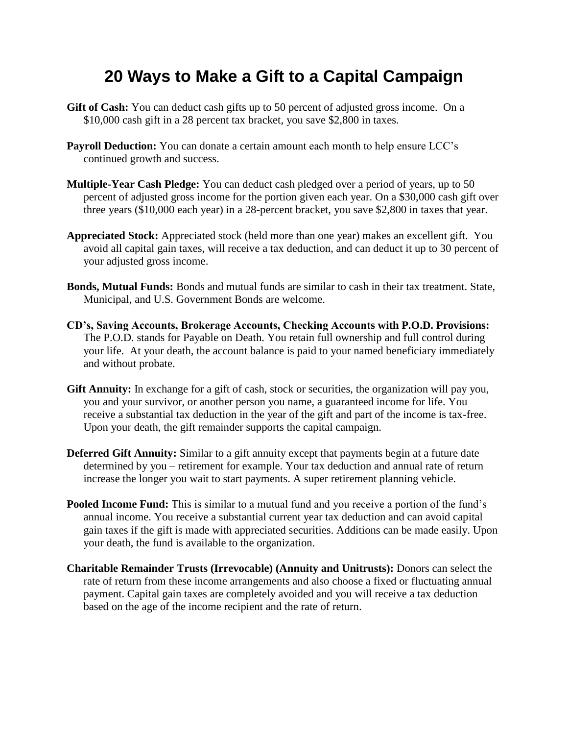# 20 Ways to Make a Gift to a Capital Campaign

**Gift of Cash:** You can deduct cash gifts up to 50 percent of adjusted gross income. On a $10,000 cash gift in a 28 percent tax bracket, you save $2,800 in taxes.

**Payroll Deduction:** You can donate a certain amount each month to help ensure LCC's continued growth and success.

**Multiple-Year Cash Pledge:** You can deduct cash pledged over a period of years, up to 50 percent of adjusted gross income for the portion given each year. On a $30,000 cash gift over three years ($10,000 each year) in a 28-percent bracket, you save $2,800 in taxes that year.

**Appreciated Stock:** Appreciated stock (held more than one year) makes an excellent gift. You avoid all capital gain taxes, will receive a tax deduction, and can deduct it up to 30 percent of your adjusted gross income.

**Bonds, Mutual Funds:** Bonds and mutual funds are similar to cash in their tax treatment. State, Municipal, and U.S. Government Bonds are welcome.

**CD's, Saving Accounts, Brokerage Accounts, Checking Accounts with P.O.D. Provisions:** The P.O.D. stands for Payable on Death. You retain full ownership and full control during your life. At your death, the account balance is paid to your named beneficiary immediately and without probate.

**Gift Annuity:** In exchange for a gift of cash, stock or securities, the organization will pay you, you and your survivor, or another person you name, a guaranteed income for life. You receive a substantial tax deduction in the year of the gift and part of the income is tax-free. Upon your death, the gift remainder supports the capital campaign.

**Deferred Gift Annuity:** Similar to a gift annuity except that payments begin at a future date determined by you – retirement for example. Your tax deduction and annual rate of return increase the longer you wait to start payments. A super retirement planning vehicle.

**Pooled Income Fund:** This is similar to a mutual fund and you receive a portion of the fund's annual income. You receive a substantial current year tax deduction and can avoid capital gain taxes if the gift is made with appreciated securities. Additions can be made easily. Upon your death, the fund is available to the organization.

**Charitable Remainder Trusts (Irrevocable) (Annuity and Unitrusts):** Donors can select the rate of return from these income arrangements and also choose a fixed or fluctuating annual payment. Capital gain taxes are completely avoided and you will receive a tax deduction based on the age of the income recipient and the rate of return.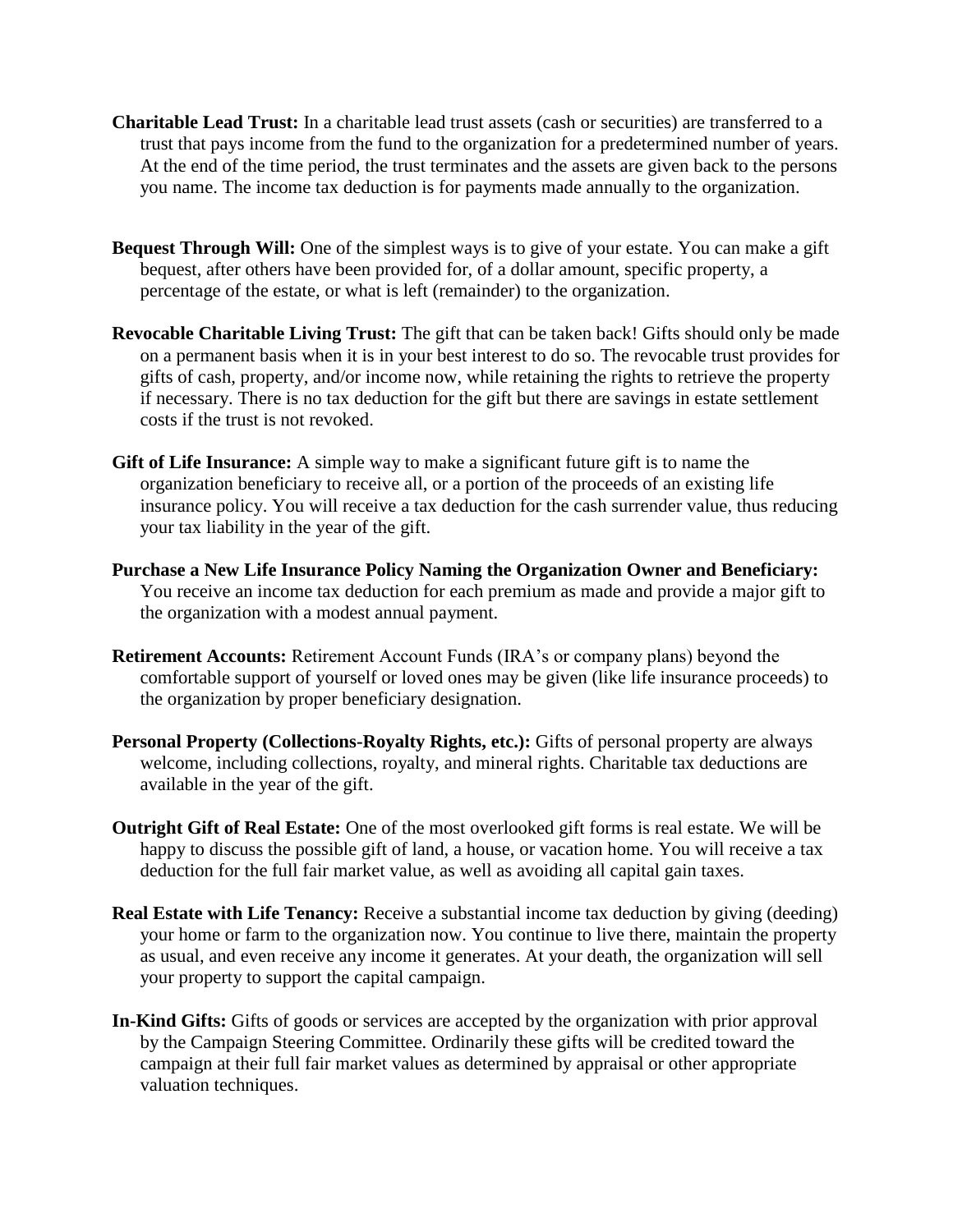**Charitable Lead Trust:** In a charitable lead trust assets (cash or securities) are transferred to a trust that pays income from the fund to the organization for a predetermined number of years. At the end of the time period, the trust terminates and the assets are given back to the persons you name. The income tax deduction is for payments made annually to the organization.

**Bequest Through Will:** One of the simplest ways is to give of your estate. You can make a gift bequest, after others have been provided for, of a dollar amount, specific property, a percentage of the estate, or what is left (remainder) to the organization.

**Revocable Charitable Living Trust:** The gift that can be taken back! Gifts should only be made on a permanent basis when it is in your best interest to do so. The revocable trust provides for gifts of cash, property, and/or income now, while retaining the rights to retrieve the property if necessary. There is no tax deduction for the gift but there are savings in estate settlement costs if the trust is not revoked.

**Gift of Life Insurance:** A simple way to make a significant future gift is to name the organization beneficiary to receive all, or a portion of the proceeds of an existing life insurance policy. You will receive a tax deduction for the cash surrender value, thus reducing your tax liability in the year of the gift.

**Purchase a New Life Insurance Policy Naming the Organization Owner and Beneficiary:** You receive an income tax deduction for each premium as made and provide a major gift to the organization with a modest annual payment.

**Retirement Accounts:** Retirement Account Funds (IRA's or company plans) beyond the comfortable support of yourself or loved ones may be given (like life insurance proceeds) to the organization by proper beneficiary designation.

**Personal Property (Collections-Royalty Rights, etc.):** Gifts of personal property are always welcome, including collections, royalty, and mineral rights. Charitable tax deductions are available in the year of the gift.

**Outright Gift of Real Estate:** One of the most overlooked gift forms is real estate. We will be happy to discuss the possible gift of land, a house, or vacation home. You will receive a tax deduction for the full fair market value, as well as avoiding all capital gain taxes.

**Real Estate with Life Tenancy:** Receive a substantial income tax deduction by giving (deeding) your home or farm to the organization now. You continue to live there, maintain the property as usual, and even receive any income it generates. At your death, the organization will sell your property to support the capital campaign.

**In-Kind Gifts:** Gifts of goods or services are accepted by the organization with prior approval by the Campaign Steering Committee. Ordinarily these gifts will be credited toward the campaign at their full fair market values as determined by appraisal or other appropriate valuation techniques.